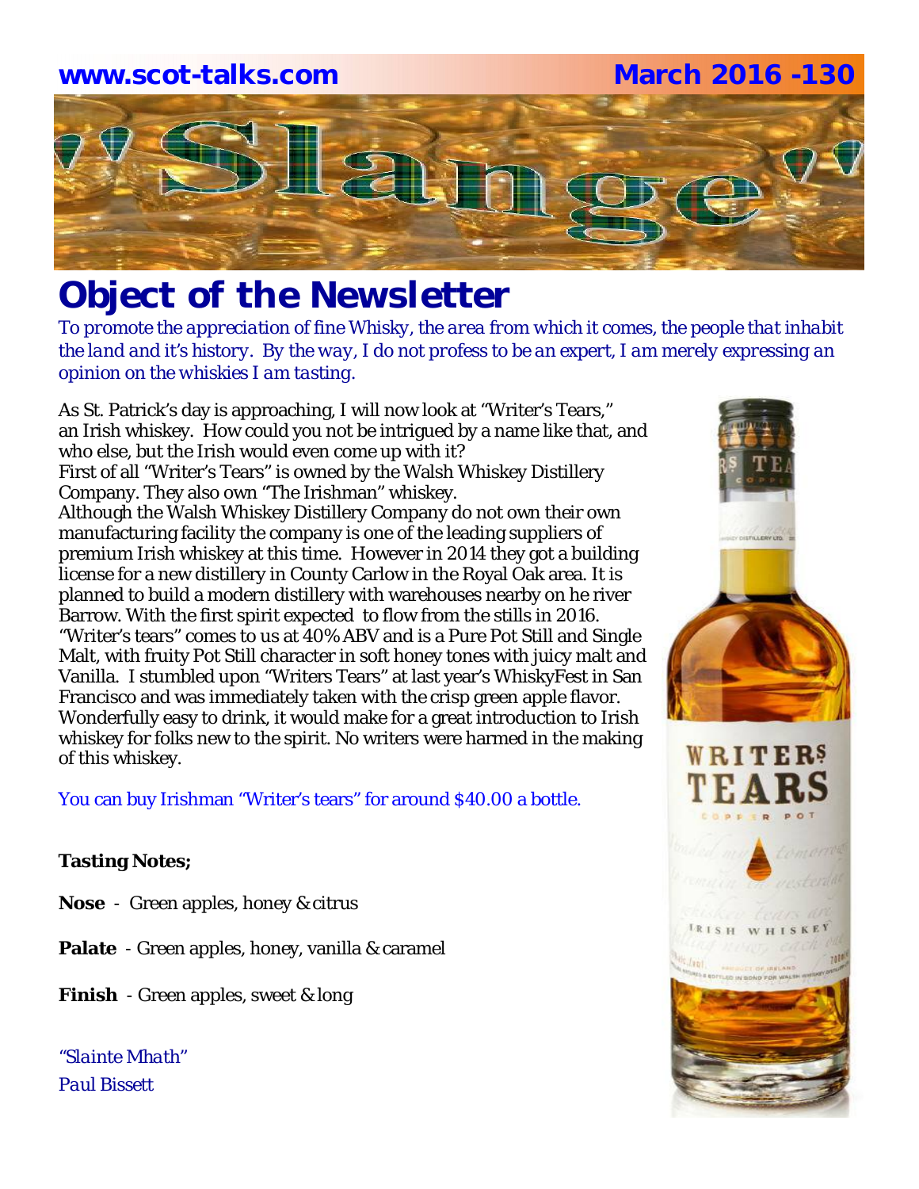**www.scot-talks.com** **March 2016 -130**

# Slange

# Object of the Newsletter

*To promote the appreciation of fine Whisky, the area from which it comes, the people that inhabit the land and it's history. By the way, I do not profess to be an expert, I am merely expressing an opinion on the whiskies I am tasting.*

As St. Patrick's day is approaching, I will now look at "Writer's Tears," an Irish whiskey. How could you not be intrigued by a name like that, and who else, but the Irish would even come up with it?
First of all "Writer's Tears" is owned by the Walsh Whiskey Distillery Company. They also own "The Irishman" whiskey.
Although the Walsh Whiskey Distillery Company do not own their own manufacturing facility the company is one of the leading suppliers of premium Irish whiskey at this time. However in 2014 they got a building license for a new distillery in County Carlow in the Royal Oak area. It is planned to build a modern distillery with warehouses nearby on he river Barrow. With the first spirit expected to flow from the stills in 2016.
"Writer's tears" comes to us at 40% ABV and is a Pure Pot Still and Single Malt, with fruity Pot Still character in soft honey tones with juicy malt and Vanilla. I stumbled upon "Writers Tears" at last year's WhiskyFest in San Francisco and was immediately taken with the crisp green apple flavor. Wonderfully easy to drink, it would make for a great introduction to Irish whiskey for folks new to the spirit. No writers were harmed in the making of this whiskey.

You can buy Irishman "Writer's tears" for around $40.00 a bottle.

**Tasting Notes;**

**Nose** - Green apples, honey & citrus

**Palate** - Green apples, honey, vanilla & caramel

**Finish** - Green apples, sweet & long

*"Slainte Mhath"*
*Paul Bissett*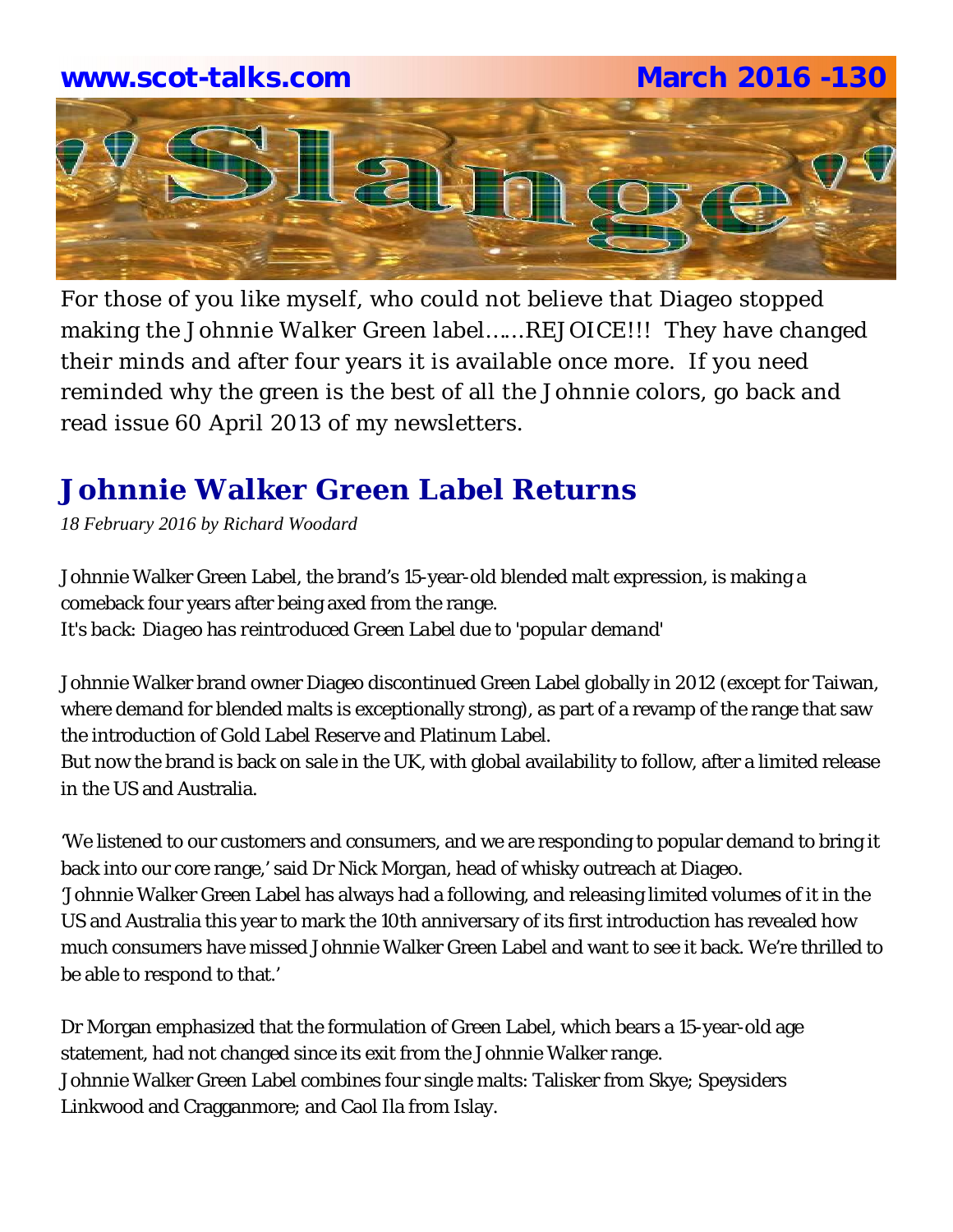For those of you like myself, who could not believe that Diageo stopped making the Johnnie Walker Green label……REJOICE!!! They have changed their minds and after four years it is available once more. If you need reminded why the green is the best of all the Johnnie colors, go back and read issue 60 April 2013 of my newsletters.

## Johnnie Walker Green Label Returns

*18 February 2016 by Richard Woodard*

Johnnie Walker Green Label, the brand's 15-year-old blended malt expression, is making a comeback four years after being axed from the range.
*It's back: Diageo has reintroduced Green Label due to 'popular demand'*

Johnnie Walker brand owner Diageo discontinued Green Label globally in 2012 (except for Taiwan, where demand for blended malts is exceptionally strong), as part of a revamp of the range that saw the introduction of Gold Label Reserve and Platinum Label.
But now the brand is back on sale in the UK, with global availability to follow, after a limited release in the US and Australia.

'We listened to our customers and consumers, and we are responding to popular demand to bring it back into our core range,' said Dr Nick Morgan, head of whisky outreach at Diageo.
'Johnnie Walker Green Label has always had a following, and releasing limited volumes of it in the US and Australia this year to mark the 10th anniversary of its first introduction has revealed how much consumers have missed Johnnie Walker Green Label and want to see it back. We're thrilled to be able to respond to that.'

Dr Morgan emphasized that the formulation of Green Label, which bears a 15-year-old age statement, had not changed since its exit from the Johnnie Walker range.
Johnnie Walker Green Label combines four single malts: Talisker from Skye; Speysiders Linkwood and Cragganmore; and Caol Ila from Islay.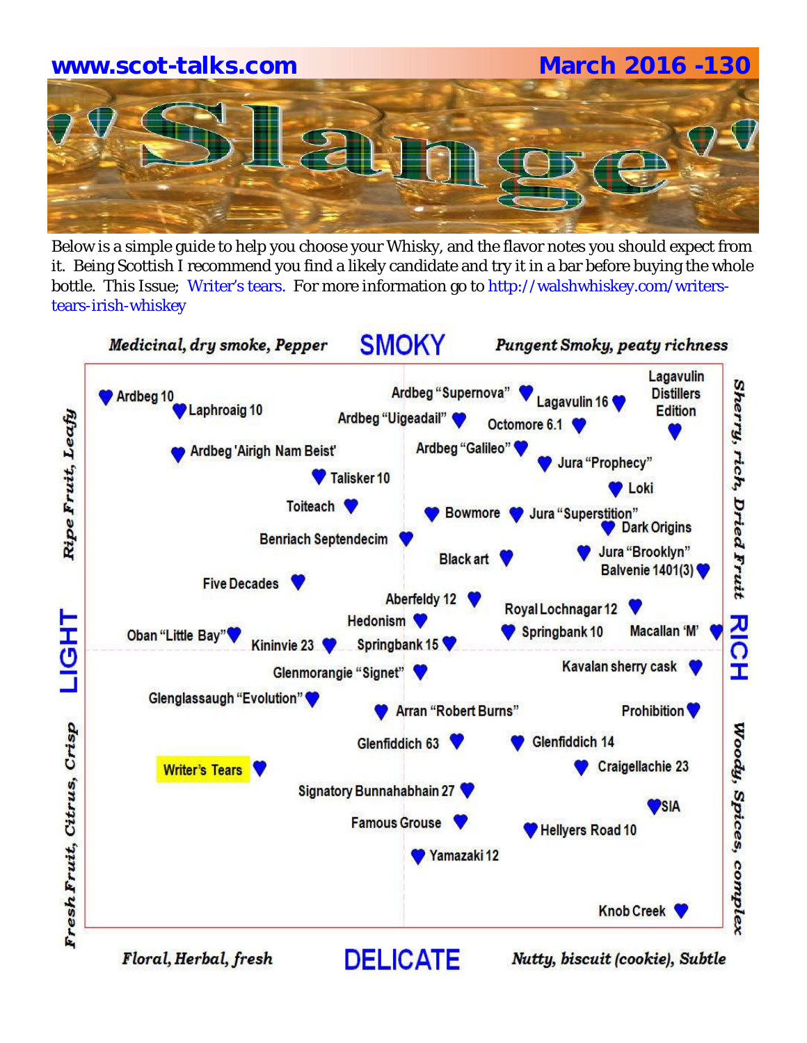www.scot-talks.com

March 2016 -130

# Slange

Below is a simple guide to help you choose your Whisky, and the flavor notes you should expect from it. Being Scottish I recommend you find a likely candidate and try it in a bar before buying the whole bottle. This Issue; Writer's tears. For more information go to http://walshwhiskey.com/writers-tears-irish-whiskey

*Medicinal, dry smoke, Pepper* — **SMOKY** — *Pungent Smoky, peaty richness*

**LIGHT** (*Ripe Fruit, Leafy* / *Fresh Fruit, Citrus, Crisp*) — **RICH** (*Sherry, rich, Dried Fruit* / *Woody, Spices, complex*)

*Floral, Herbal, fresh* — **DELICATE** — *Nutty, biscuit (cookie), Subtle*

- Ardbeg 10
- Laphroaig 10
- Ardbeg "Supernova"
- Ardbeg "Uigeadail"
- Lagavulin 16
- Lagavulin Distillers Edition
- Octomore 6.1
- Ardbeg 'Airigh Nam Beist'
- Ardbeg "Galileo"
- Jura "Prophecy"
- Talisker 10
- Loki
- Toiteach
- Bowmore
- Jura "Superstition"
- Dark Origins
- Benriach Septendecim
- Black art
- Jura "Brooklyn"
- Balvenie 1401(3)
- Five Decades
- Aberfeldy 12
- Royal Lochnagar 12
- Hedonism
- Oban "Little Bay"
- Kininvie 23
- Springbank 15
- Springbank 10
- Macallan 'M'
- Glenmorangie "Signet"
- Kavalan sherry cask
- Glenglassaugh "Evolution"
- Arran "Robert Burns"
- Prohibition
- Glenfiddich 63
- Glenfiddich 14
- Writer's Tears
- Craigellachie 23
- Signatory Bunnahabhain 27
- SIA
- Famous Grouse
- Hellyers Road 10
- Yamazaki 12
- Knob Creek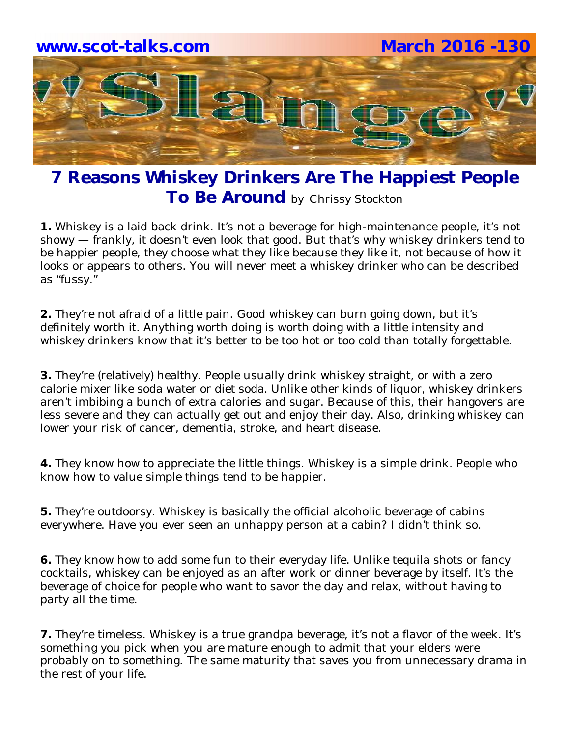# 7 Reasons Whiskey Drinkers Are The Happiest People To Be Around

by Chrissy Stockton

**1.** Whiskey is a laid back drink. It's not a beverage for high-maintenance people, it's not showy — frankly, it doesn't even look that good. But that's why whiskey drinkers tend to be happier people, they choose what they like because they like it, not because of how it looks or appears to others. You will never meet a whiskey drinker who can be described as "fussy."

**2.** They're not afraid of a little pain. Good whiskey can burn going down, but it's definitely worth it. Anything worth doing is worth doing with a little intensity and whiskey drinkers know that it's better to be too hot or too cold than totally forgettable.

**3.** They're (relatively) healthy. People usually drink whiskey straight, or with a zero calorie mixer like soda water or diet soda. Unlike other kinds of liquor, whiskey drinkers aren't imbibing a bunch of extra calories and sugar. Because of this, their hangovers are less severe and they can actually get out and enjoy their day. Also, drinking whiskey can lower your risk of cancer, dementia, stroke, and heart disease.

**4.** They know how to appreciate the little things. Whiskey is a simple drink. People who know how to value simple things tend to be happier.

**5.** They're outdoorsy. Whiskey is basically the official alcoholic beverage of cabins everywhere. Have you ever seen an unhappy person at a cabin? I didn't think so.

**6.** They know how to add some fun to their everyday life. Unlike tequila shots or fancy cocktails, whiskey can be enjoyed as an after work or dinner beverage by itself. It's the beverage of choice for people who want to savor the day and relax, without having to party all the time.

**7.** They're timeless. Whiskey is a true grandpa beverage, it's not a flavor of the week. It's something you pick when you are mature enough to admit that your elders were probably on to something. The same maturity that saves you from unnecessary drama in the rest of your life.